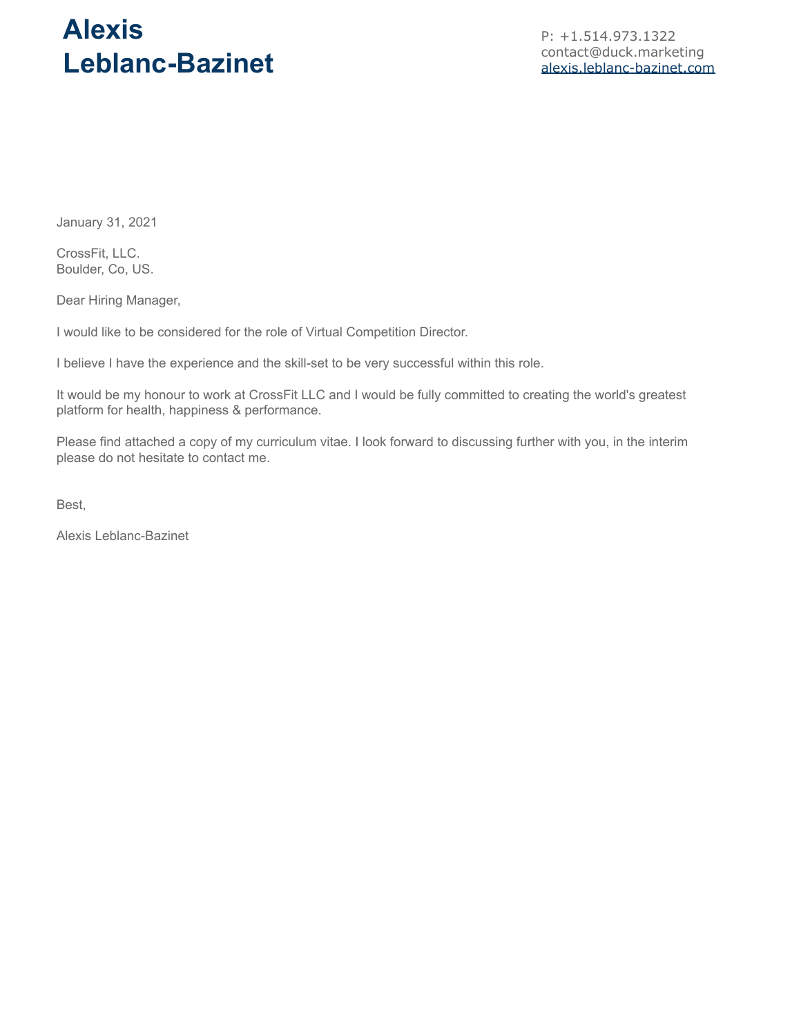# Alexis Leblanc-Bazinet

P: +1.514.973.1322
contact@duck.marketing
alexis.leblanc-bazinet.com

January 31, 2021

CrossFit, LLC.
Boulder, Co, US.

Dear Hiring Manager,

I would like to be considered for the role of Virtual Competition Director.

I believe I have the experience and the skill-set to be very successful within this role.

It would be my honour to work at CrossFit LLC and I would be fully committed to creating the world's greatest platform for health, happiness & performance.

Please find attached a copy of my curriculum vitae. I look forward to discussing further with you, in the interim please do not hesitate to contact me.

Best,

Alexis Leblanc-Bazinet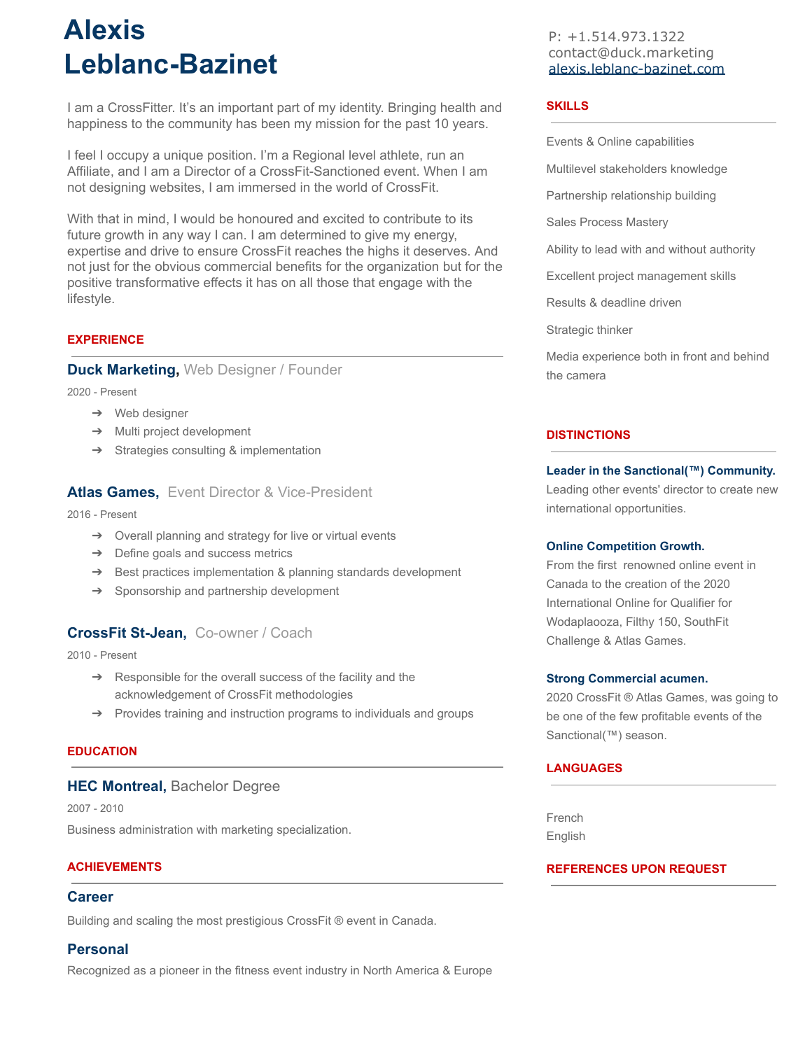# Alexis Leblanc-Bazinet

P: +1.514.973.1322
contact@duck.marketing
[alexis.leblanc-bazinet.com](alexis.leblanc-bazinet.com)

I am a CrossFitter. It's an important part of my identity. Bringing health and happiness to the community has been my mission for the past 10 years.

I feel I occupy a unique position. I'm a Regional level athlete, run an Affiliate, and I am a Director of a CrossFit-Sanctioned event. When I am not designing websites, I am immersed in the world of CrossFit.

With that in mind, I would be honoured and excited to contribute to its future growth in any way I can. I am determined to give my energy, expertise and drive to ensure CrossFit reaches the highs it deserves. And not just for the obvious commercial benefits for the organization but for the positive transformative effects it has on all those that engage with the lifestyle.

## EXPERIENCE

### Duck Marketing, Web Designer / Founder

2020 - Present

- Web designer
- Multi project development
- Strategies consulting & implementation

### Atlas Games, Event Director & Vice-President

2016 - Present

- Overall planning and strategy for live or virtual events
- Define goals and success metrics
- Best practices implementation & planning standards development
- Sponsorship and partnership development

### CrossFit St-Jean, Co-owner / Coach

2010 - Present

- Responsible for the overall success of the facility and the acknowledgement of CrossFit methodologies
- Provides training and instruction programs to individuals and groups

## EDUCATION

### HEC Montreal, Bachelor Degree

2007 - 2010

Business administration with marketing specialization.

## ACHIEVEMENTS

### Career

Building and scaling the most prestigious CrossFit ® event in Canada.

### Personal

Recognized as a pioneer in the fitness event industry in North America & Europe

## SKILLS

- Events & Online capabilities
- Multilevel stakeholders knowledge
- Partnership relationship building
- Sales Process Mastery
- Ability to lead with and without authority
- Excellent project management skills
- Results & deadline driven
- Strategic thinker
- Media experience both in front and behind the camera

## DISTINCTIONS

**Leader in the Sanctional(™) Community.**
Leading other events' director to create new international opportunities.

**Online Competition Growth.**
From the first renowned online event in Canada to the creation of the 2020 International Online for Qualifier for Wodapalooza, Filthy 150, SouthFit Challenge & Atlas Games.

**Strong Commercial acumen.**
2020 CrossFit ® Atlas Games, was going to be one of the few profitable events of the Sanctional(™) season.

## LANGUAGES

French
English

## REFERENCES UPON REQUEST